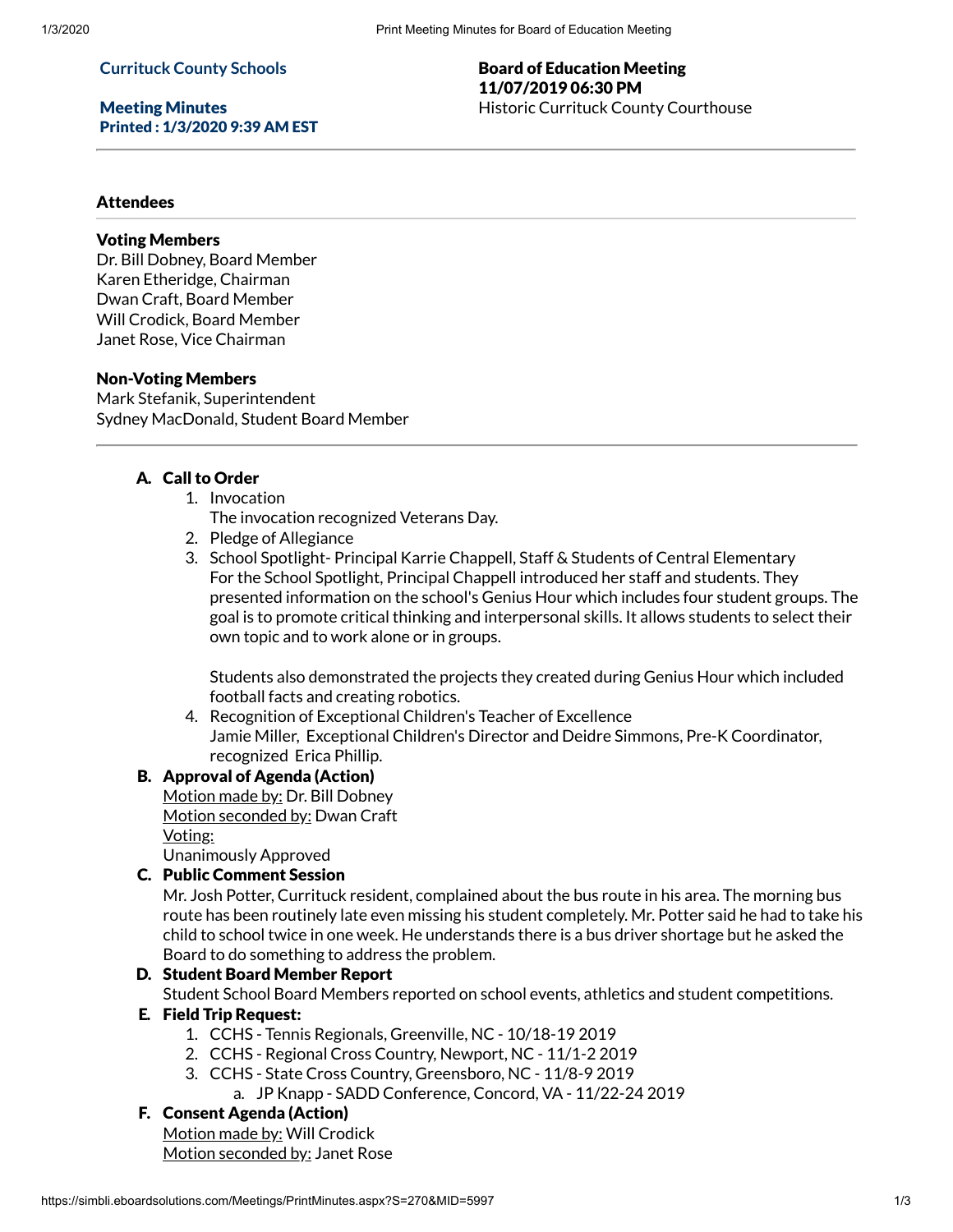**Currituck County Schools**

**Meeting Minutes**
**Printed : 1/3/2020 9:39 AM EST**

**Board of Education Meeting**
**11/07/2019 06:30 PM**
Historic Currituck County Courthouse

---

### Attendees

**Voting Members**
Dr. Bill Dobney, Board Member
Karen Etheridge, Chairman
Dwan Craft, Board Member
Will Crodick, Board Member
Janet Rose, Vice Chairman

**Non-Voting Members**
Mark Stefanik, Superintendent
Sydney MacDonald, Student Board Member

---

### A. Call to Order

1. Invocation
   The invocation recognized Veterans Day.
2. Pledge of Allegiance
3. School Spotlight- Principal Karrie Chappell, Staff & Students of Central Elementary
   For the School Spotlight, Principal Chappell introduced her staff and students. They presented information on the school's Genius Hour which includes four student groups. The goal is to promote critical thinking and interpersonal skills. It allows students to select their own topic and to work alone or in groups.

   Students also demonstrated the projects they created during Genius Hour which included football facts and creating robotics.
4. Recognition of Exceptional Children's Teacher of Excellence
   Jamie Miller, Exceptional Children's Director and Deidre Simmons, Pre-K Coordinator, recognized Erica Phillip.

### B. Approval of Agenda (Action)

Motion made by: Dr. Bill Dobney
Motion seconded by: Dwan Craft
Voting:
Unanimously Approved

### C. Public Comment Session

Mr. Josh Potter, Currituck resident, complained about the bus route in his area. The morning bus route has been routinely late even missing his student completely. Mr. Potter said he had to take his child to school twice in one week. He understands there is a bus driver shortage but he asked the Board to do something to address the problem.

### D. Student Board Member Report

Student School Board Members reported on school events, athletics and student competitions.

### E. Field Trip Request:

1. CCHS - Tennis Regionals, Greenville, NC - 10/18-19 2019
2. CCHS - Regional Cross Country, Newport, NC - 11/1-2 2019
3. CCHS - State Cross Country, Greensboro, NC - 11/8-9 2019
   a. JP Knapp - SADD Conference, Concord, VA - 11/22-24 2019

### F. Consent Agenda (Action)

Motion made by: Will Crodick
Motion seconded by: Janet Rose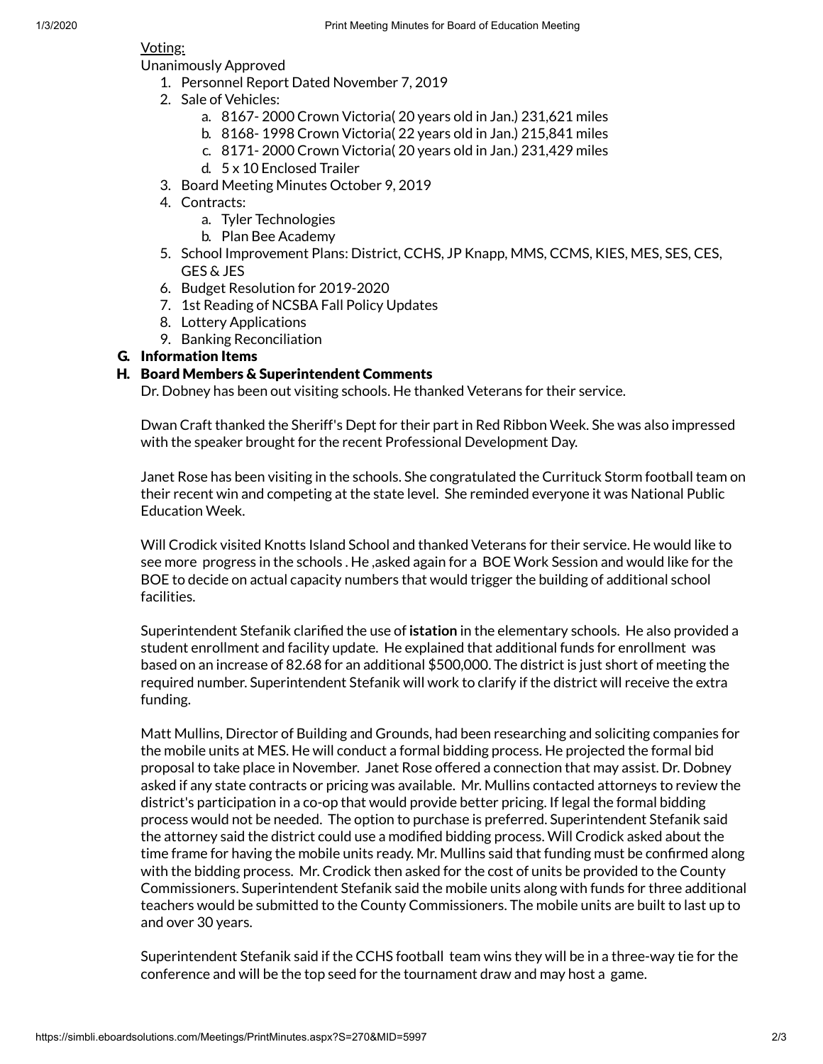Voting:

Unanimously Approved

1. Personnel Report Dated November 7, 2019
2. Sale of Vehicles:
   a. 8167- 2000 Crown Victoria( 20 years old in Jan.) 231,621 miles
   b. 8168- 1998 Crown Victoria( 22 years old in Jan.) 215,841 miles
   c. 8171- 2000 Crown Victoria( 20 years old in Jan.) 231,429 miles
   d. 5 x 10 Enclosed Trailer
3. Board Meeting Minutes October 9, 2019
4. Contracts:
   a. Tyler Technologies
   b. Plan Bee Academy
5. School Improvement Plans: District, CCHS, JP Knapp, MMS, CCMS, KIES, MES, SES, CES, GES & JES
6. Budget Resolution for 2019-2020
7. 1st Reading of NCSBA Fall Policy Updates
8. Lottery Applications
9. Banking Reconciliation

**G. Information Items**

**H. Board Members & Superintendent Comments**

Dr. Dobney has been out visiting schools. He thanked Veterans for their service.

Dwan Craft thanked the Sheriff's Dept for their part in Red Ribbon Week. She was also impressed with the speaker brought for the recent Professional Development Day.

Janet Rose has been visiting in the schools. She congratulated the Currituck Storm football team on their recent win and competing at the state level. She reminded everyone it was National Public Education Week.

Will Crodick visited Knotts Island School and thanked Veterans for their service. He would like to see more progress in the schools . He ,asked again for a BOE Work Session and would like for the BOE to decide on actual capacity numbers that would trigger the building of additional school facilities.

Superintendent Stefanik clarified the use of **istation** in the elementary schools. He also provided a student enrollment and facility update. He explained that additional funds for enrollment was based on an increase of 82.68 for an additional $500,000. The district is just short of meeting the required number. Superintendent Stefanik will work to clarify if the district will receive the extra funding.

Matt Mullins, Director of Building and Grounds, had been researching and soliciting companies for the mobile units at MES. He will conduct a formal bidding process. He projected the formal bid proposal to take place in November. Janet Rose offered a connection that may assist. Dr. Dobney asked if any state contracts or pricing was available. Mr. Mullins contacted attorneys to review the district's participation in a co-op that would provide better pricing. If legal the formal bidding process would not be needed. The option to purchase is preferred. Superintendent Stefanik said the attorney said the district could use a modified bidding process. Will Crodick asked about the time frame for having the mobile units ready. Mr. Mullins said that funding must be confirmed along with the bidding process. Mr. Crodick then asked for the cost of units be provided to the County Commissioners. Superintendent Stefanik said the mobile units along with funds for three additional teachers would be submitted to the County Commissioners. The mobile units are built to last up to and over 30 years.

Superintendent Stefanik said if the CCHS football team wins they will be in a three-way tie for the conference and will be the top seed for the tournament draw and may host a game.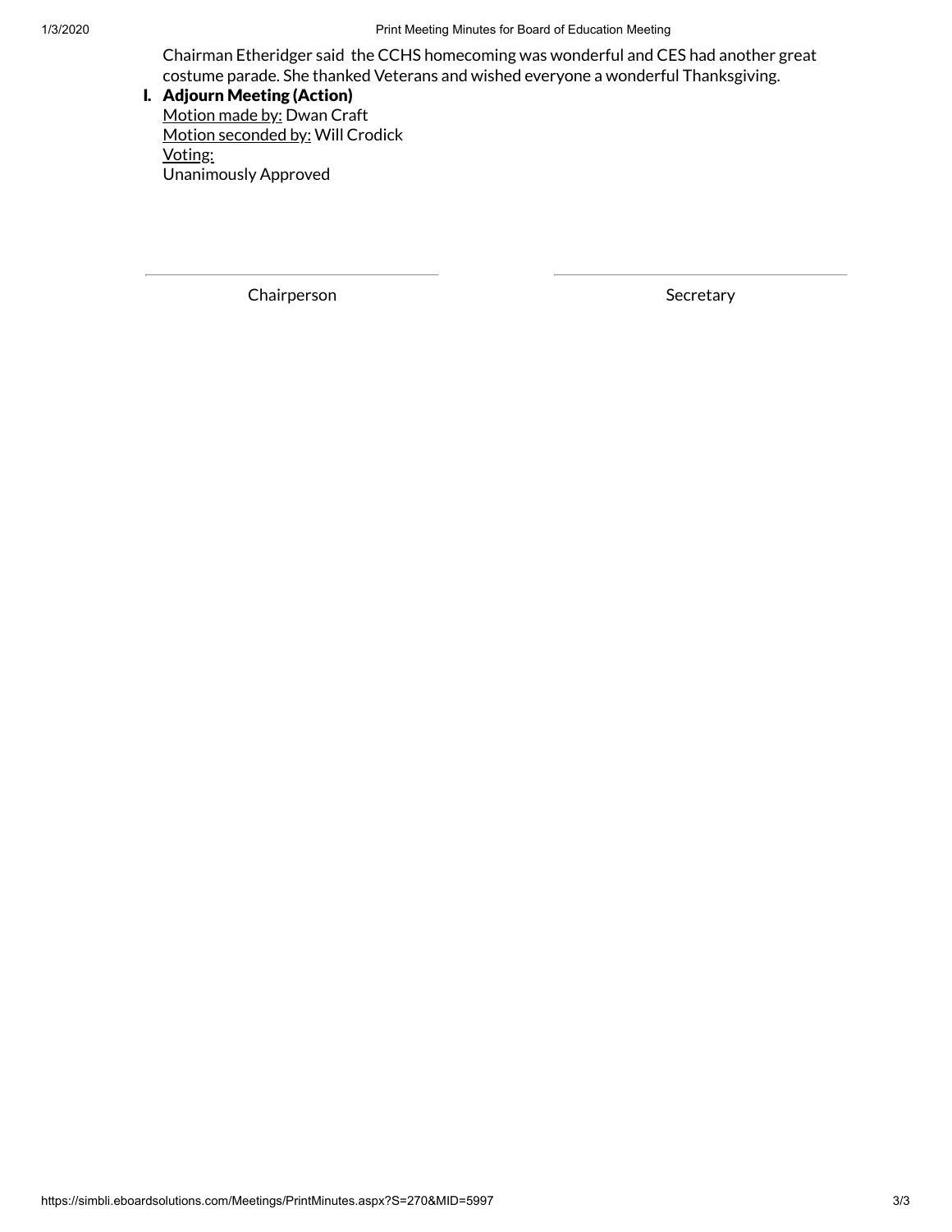Chairman Etheridger said the CCHS homecoming was wonderful and CES had another great costume parade. She thanked Veterans and wished everyone a wonderful Thanksgiving.

**I. Adjourn Meeting (Action)**

Motion made by: Dwan Craft
Motion seconded by: Will Crodick
Voting:
Unanimously Approved

Chairperson

Secretary